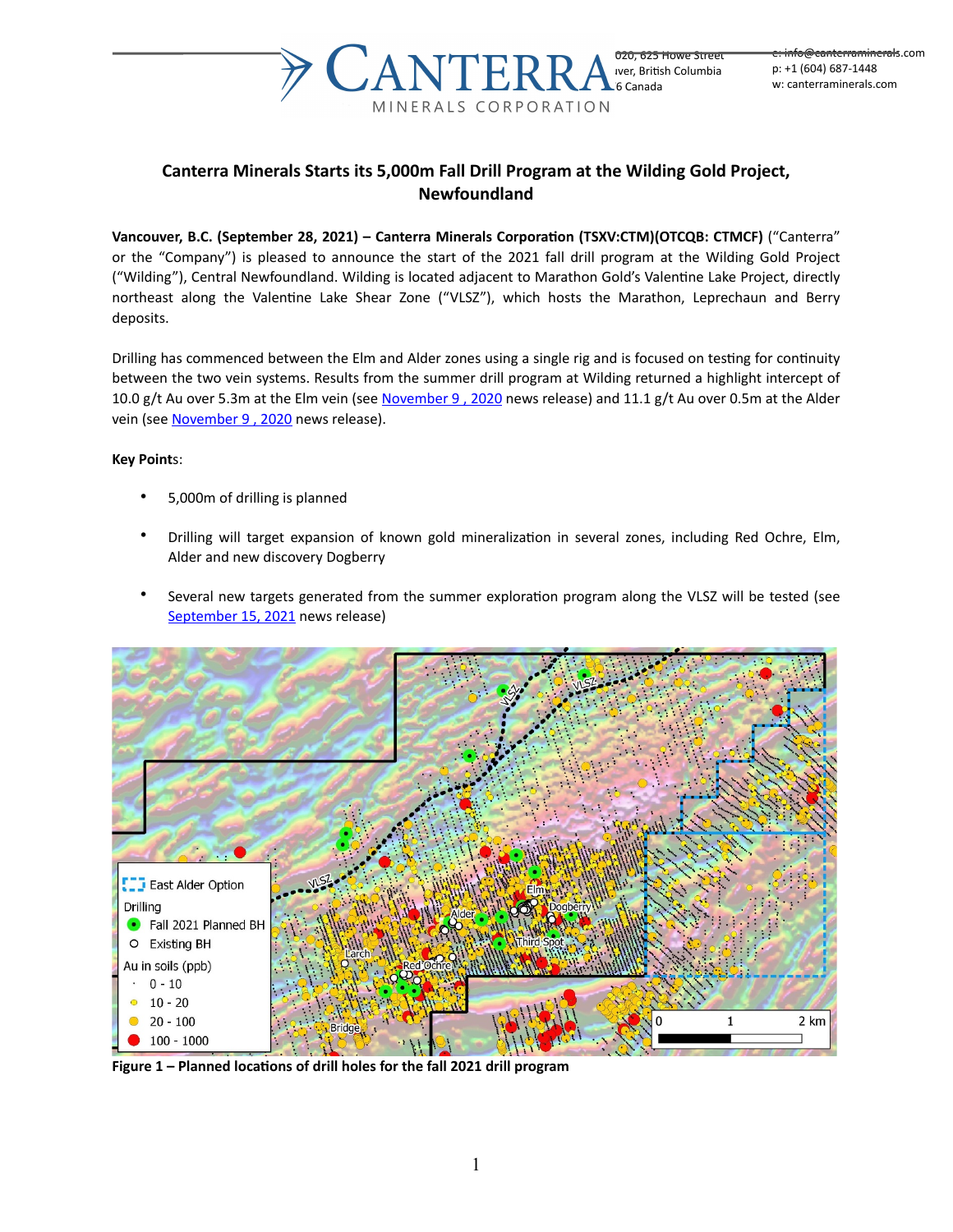# Canterra Minerals Starts its 5,000m Fall Drill Program at the Wilding Gold Project, Newfoundland

**Vancouver, B.C. (September 28, 2021) – Canterra Minerals Corporation (TSXV:CTM)(OTCQB: CTMCF)** ("Canterra" or the "Company") is pleased to announce the start of the 2021 fall drill program at the Wilding Gold Project ("Wilding"), Central Newfoundland. Wilding is located adjacent to Marathon Gold's Valentine Lake Project, directly northeast along the Valentine Lake Shear Zone ("VLSZ"), which hosts the Marathon, Leprechaun and Berry deposits.

Drilling has commenced between the Elm and Alder zones using a single rig and is focused on testing for continuity between the two vein systems. Results from the summer drill program at Wilding returned a highlight intercept of 10.0 g/t Au over 5.3m at the Elm vein (see November 9 , 2020 news release) and 11.1 g/t Au over 0.5m at the Alder vein (see November 9 , 2020 news release).

**Key Points**:

- 5,000m of drilling is planned
- Drilling will target expansion of known gold mineralization in several zones, including Red Ochre, Elm, Alder and new discovery Dogberry
- Several new targets generated from the summer exploration program along the VLSZ will be tested (see September 15, 2021 news release)

**Figure 1 – Planned locations of drill holes for the fall 2021 drill program**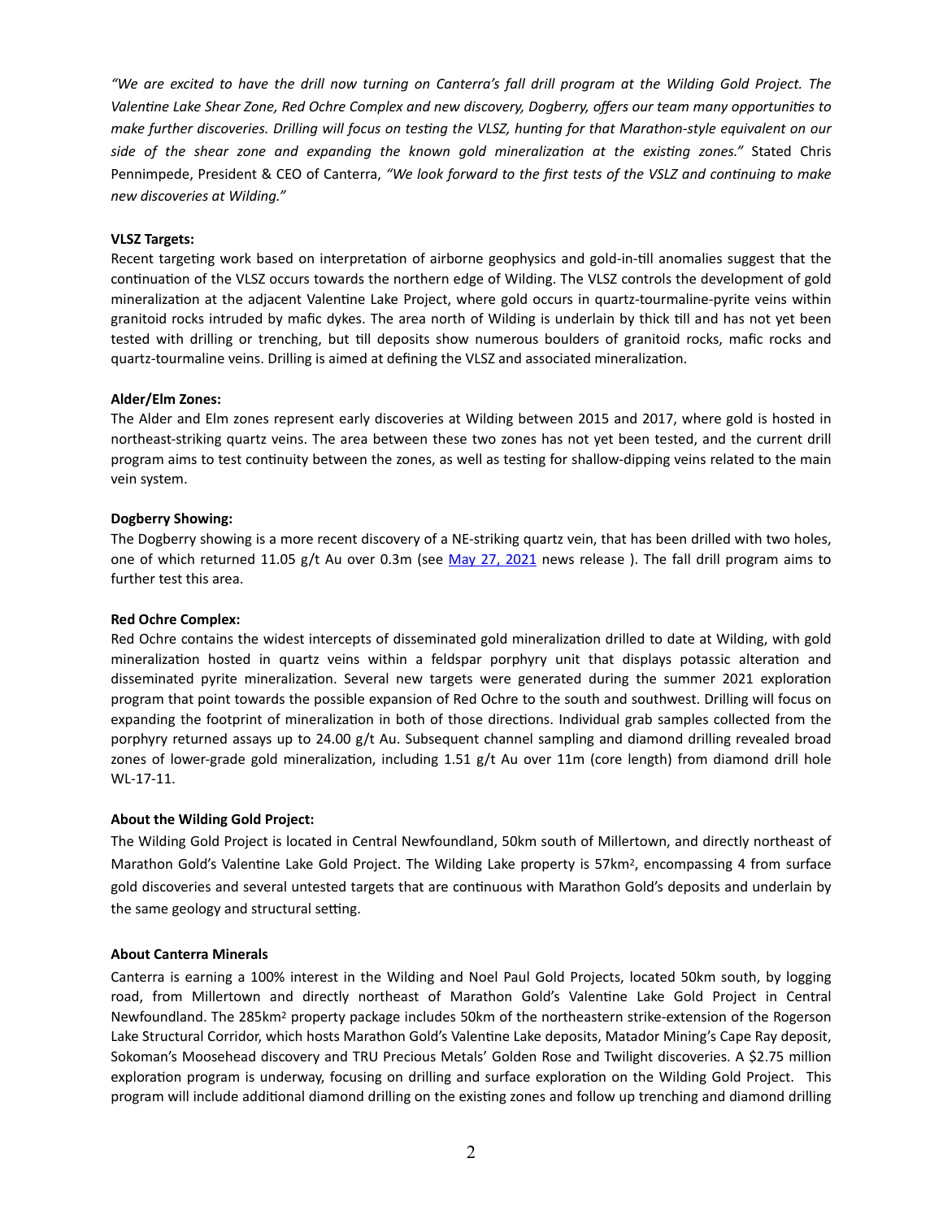*"We are excited to have the drill now turning on Canterra's fall drill program at the Wilding Gold Project. The Valentine Lake Shear Zone, Red Ochre Complex and new discovery, Dogberry, offers our team many opportunities to make further discoveries. Drilling will focus on testing the VLSZ, hunting for that Marathon-style equivalent on our side of the shear zone and expanding the known gold mineralization at the existing zones."* Stated Chris Pennimpede, President & CEO of Canterra, *"We look forward to the first tests of the VSLZ and continuing to make new discoveries at Wilding."*

**VLSZ Targets:**

Recent targeting work based on interpretation of airborne geophysics and gold-in-till anomalies suggest that the continuation of the VLSZ occurs towards the northern edge of Wilding. The VLSZ controls the development of gold mineralization at the adjacent Valentine Lake Project, where gold occurs in quartz-tourmaline-pyrite veins within granitoid rocks intruded by mafic dykes. The area north of Wilding is underlain by thick till and has not yet been tested with drilling or trenching, but till deposits show numerous boulders of granitoid rocks, mafic rocks and quartz-tourmaline veins. Drilling is aimed at defining the VLSZ and associated mineralization.

**Alder/Elm Zones:**

The Alder and Elm zones represent early discoveries at Wilding between 2015 and 2017, where gold is hosted in northeast-striking quartz veins. The area between these two zones has not yet been tested, and the current drill program aims to test continuity between the zones, as well as testing for shallow-dipping veins related to the main vein system.

**Dogberry Showing:**

The Dogberry showing is a more recent discovery of a NE-striking quartz vein, that has been drilled with two holes, one of which returned 11.05 g/t Au over 0.3m (see [May 27, 2021] news release ). The fall drill program aims to further test this area.

**Red Ochre Complex:**

Red Ochre contains the widest intercepts of disseminated gold mineralization drilled to date at Wilding, with gold mineralization hosted in quartz veins within a feldspar porphyry unit that displays potassic alteration and disseminated pyrite mineralization. Several new targets were generated during the summer 2021 exploration program that point towards the possible expansion of Red Ochre to the south and southwest. Drilling will focus on expanding the footprint of mineralization in both of those directions. Individual grab samples collected from the porphyry returned assays up to 24.00 g/t Au. Subsequent channel sampling and diamond drilling revealed broad zones of lower-grade gold mineralization, including 1.51 g/t Au over 11m (core length) from diamond drill hole WL-17-11.

**About the Wilding Gold Project:**

The Wilding Gold Project is located in Central Newfoundland, 50km south of Millertown, and directly northeast of Marathon Gold's Valentine Lake Gold Project. The Wilding Lake property is 57km$^2$, encompassing 4 from surface gold discoveries and several untested targets that are continuous with Marathon Gold's deposits and underlain by the same geology and structural setting.

**About Canterra Minerals**

Canterra is earning a 100% interest in the Wilding and Noel Paul Gold Projects, located 50km south, by logging road, from Millertown and directly northeast of Marathon Gold's Valentine Lake Gold Project in Central Newfoundland. The 285km$^2$ property package includes 50km of the northeastern strike-extension of the Rogerson Lake Structural Corridor, which hosts Marathon Gold's Valentine Lake deposits, Matador Mining's Cape Ray deposit, Sokoman's Moosehead discovery and TRU Precious Metals' Golden Rose and Twilight discoveries. A $2.75 million exploration program is underway, focusing on drilling and surface exploration on the Wilding Gold Project. This program will include additional diamond drilling on the existing zones and follow up trenching and diamond drilling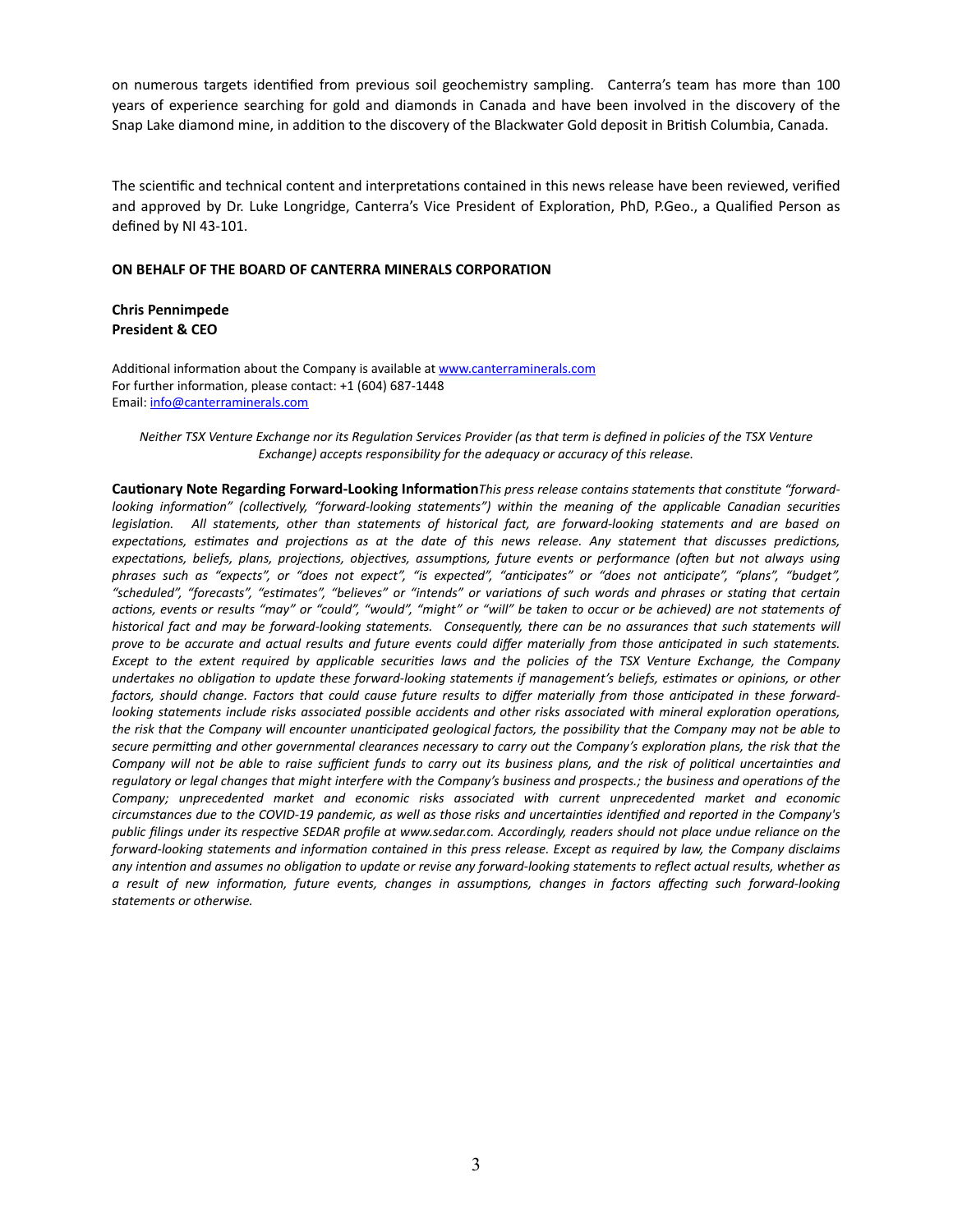on numerous targets identified from previous soil geochemistry sampling. Canterra's team has more than 100 years of experience searching for gold and diamonds in Canada and have been involved in the discovery of the Snap Lake diamond mine, in addition to the discovery of the Blackwater Gold deposit in British Columbia, Canada.

The scientific and technical content and interpretations contained in this news release have been reviewed, verified and approved by Dr. Luke Longridge, Canterra's Vice President of Exploration, PhD, P.Geo., a Qualified Person as defined by NI 43-101.

**ON BEHALF OF THE BOARD OF CANTERRA MINERALS CORPORATION**

**Chris Pennimpede**
**President & CEO**

Additional information about the Company is available at www.canterraminerals.com
For further information, please contact: +1 (604) 687-1448
Email: info@canterraminerals.com

*Neither TSX Venture Exchange nor its Regulation Services Provider (as that term is defined in policies of the TSX Venture Exchange) accepts responsibility for the adequacy or accuracy of this release.*

**Cautionary Note Regarding Forward-Looking Information** *This press release contains statements that constitute "forward-looking information" (collectively, "forward-looking statements") within the meaning of the applicable Canadian securities legislation. All statements, other than statements of historical fact, are forward-looking statements and are based on expectations, estimates and projections as at the date of this news release. Any statement that discusses predictions, expectations, beliefs, plans, projections, objectives, assumptions, future events or performance (often but not always using phrases such as "expects", or "does not expect", "is expected", "anticipates" or "does not anticipate", "plans", "budget", "scheduled", "forecasts", "estimates", "believes" or "intends" or variations of such words and phrases or stating that certain actions, events or results "may" or "could", "would", "might" or "will" be taken to occur or be achieved) are not statements of historical fact and may be forward-looking statements. Consequently, there can be no assurances that such statements will prove to be accurate and actual results and future events could differ materially from those anticipated in such statements. Except to the extent required by applicable securities laws and the policies of the TSX Venture Exchange, the Company undertakes no obligation to update these forward-looking statements if management's beliefs, estimates or opinions, or other factors, should change. Factors that could cause future results to differ materially from those anticipated in these forward-looking statements include risks associated possible accidents and other risks associated with mineral exploration operations, the risk that the Company will encounter unanticipated geological factors, the possibility that the Company may not be able to secure permitting and other governmental clearances necessary to carry out the Company's exploration plans, the risk that the Company will not be able to raise sufficient funds to carry out its business plans, and the risk of political uncertainties and regulatory or legal changes that might interfere with the Company's business and prospects.; the business and operations of the Company; unprecedented market and economic risks associated with current unprecedented market and economic circumstances due to the COVID-19 pandemic, as well as those risks and uncertainties identified and reported in the Company's public filings under its respective SEDAR profile at www.sedar.com. Accordingly, readers should not place undue reliance on the forward-looking statements and information contained in this press release. Except as required by law, the Company disclaims any intention and assumes no obligation to update or revise any forward-looking statements to reflect actual results, whether as a result of new information, future events, changes in assumptions, changes in factors affecting such forward-looking statements or otherwise.*